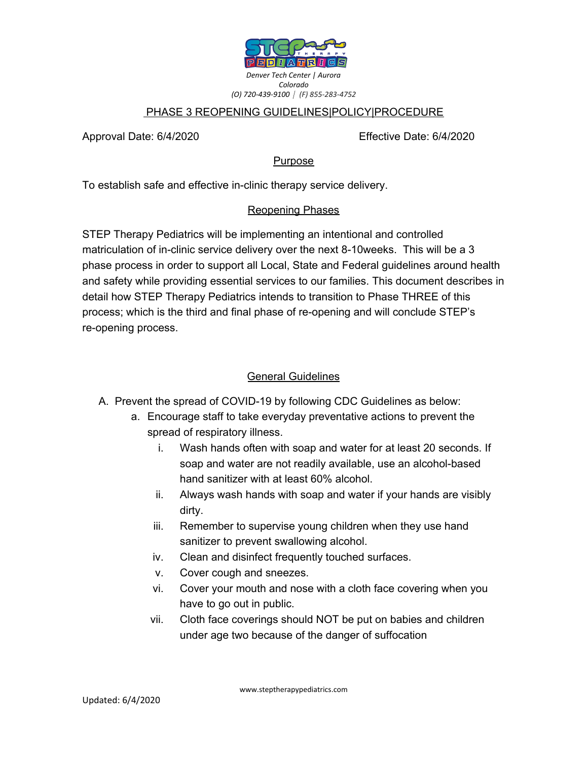Denver Tech Center | Aurora
Colorado
(O) 720-439-9100 | (F) 855-283-4752

# PHASE 3 REOPENING GUIDELINES|POLICY|PROCEDURE

Approval Date: 6/4/2020 Effective Date: 6/4/2020

## Purpose

To establish safe and effective in-clinic therapy service delivery.

## Reopening Phases

STEP Therapy Pediatrics will be implementing an intentional and controlled matriculation of in-clinic service delivery over the next 8-10weeks. This will be a 3 phase process in order to support all Local, State and Federal guidelines around health and safety while providing essential services to our families. This document describes in detail how STEP Therapy Pediatrics intends to transition to Phase THREE of this process; which is the third and final phase of re-opening and will conclude STEP's re-opening process.

## General Guidelines

A. Prevent the spread of COVID-19 by following CDC Guidelines as below:
   a. Encourage staff to take everyday preventative actions to prevent the spread of respiratory illness.
      i. Wash hands often with soap and water for at least 20 seconds. If soap and water are not readily available, use an alcohol-based hand sanitizer with at least 60% alcohol.
      ii. Always wash hands with soap and water if your hands are visibly dirty.
      iii. Remember to supervise young children when they use hand sanitizer to prevent swallowing alcohol.
      iv. Clean and disinfect frequently touched surfaces.
      v. Cover cough and sneezes.
      vi. Cover your mouth and nose with a cloth face covering when you have to go out in public.
      vii. Cloth face coverings should NOT be put on babies and children under age two because of the danger of suffocation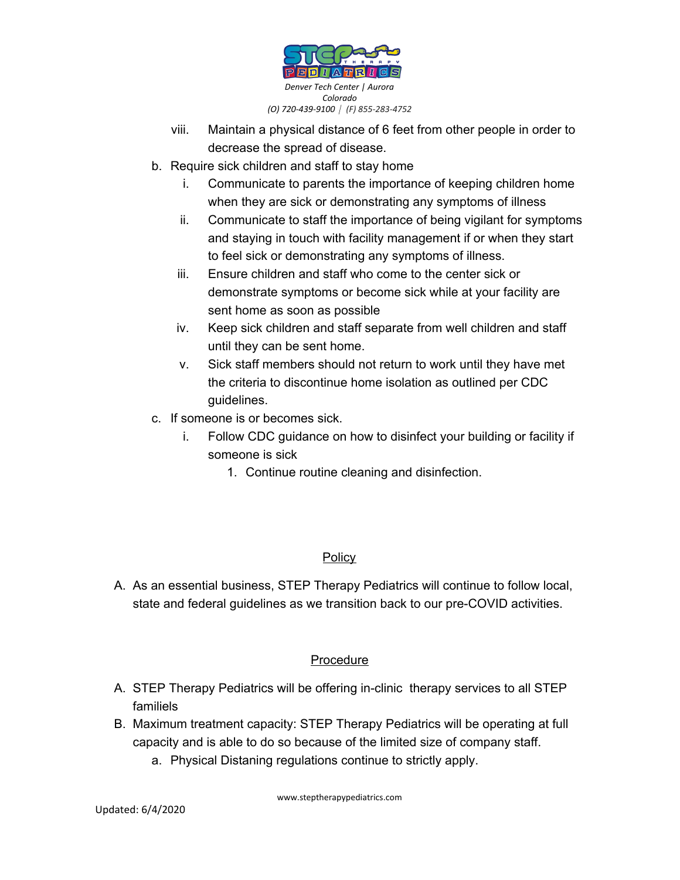viii. Maintain a physical distance of 6 feet from other people in order to decrease the spread of disease.

b. Require sick children and staff to stay home
   i. Communicate to parents the importance of keeping children home when they are sick or demonstrating any symptoms of illness
   ii. Communicate to staff the importance of being vigilant for symptoms and staying in touch with facility management if or when they start to feel sick or demonstrating any symptoms of illness.
   iii. Ensure children and staff who come to the center sick or demonstrate symptoms or become sick while at your facility are sent home as soon as possible
   iv. Keep sick children and staff separate from well children and staff until they can be sent home.
   v. Sick staff members should not return to work until they have met the criteria to discontinue home isolation as outlined per CDC guidelines.

c. If someone is or becomes sick.
   i. Follow CDC guidance on how to disinfect your building or facility if someone is sick
      1. Continue routine cleaning and disinfection.

## Policy

A. As an essential business, STEP Therapy Pediatrics will continue to follow local, state and federal guidelines as we transition back to our pre-COVID activities.

## Procedure

A. STEP Therapy Pediatrics will be offering in-clinic therapy services to all STEP familiels

B. Maximum treatment capacity: STEP Therapy Pediatrics will be operating at full capacity and is able to do so because of the limited size of company staff.
   a. Physical Distaning regulations continue to strictly apply.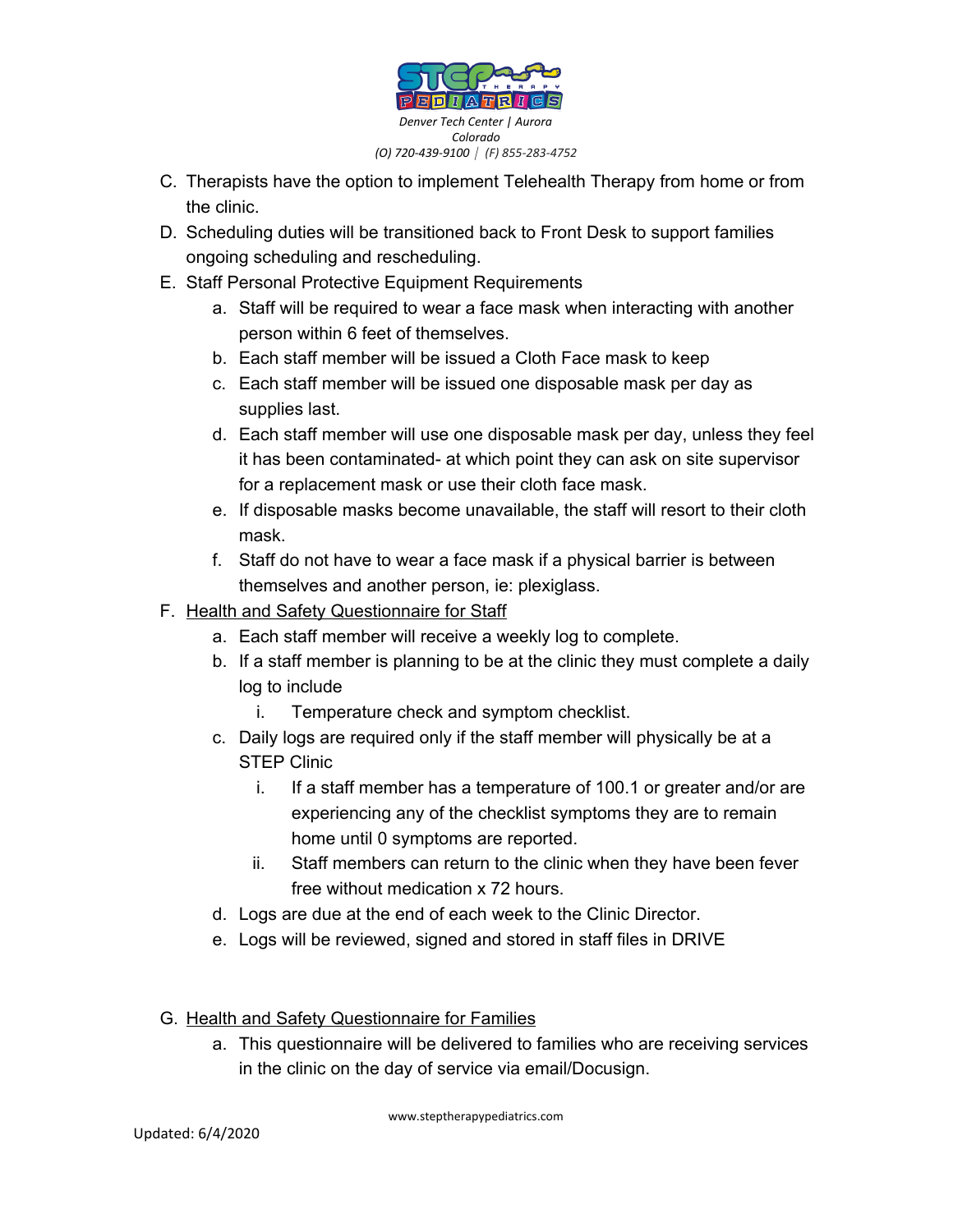C. Therapists have the option to implement Telehealth Therapy from home or from the clinic.

D. Scheduling duties will be transitioned back to Front Desk to support families ongoing scheduling and rescheduling.

E. Staff Personal Protective Equipment Requirements

   a. Staff will be required to wear a face mask when interacting with another person within 6 feet of themselves.

   b. Each staff member will be issued a Cloth Face mask to keep

   c. Each staff member will be issued one disposable mask per day as supplies last.

   d. Each staff member will use one disposable mask per day, unless they feel it has been contaminated- at which point they can ask on site supervisor for a replacement mask or use their cloth face mask.

   e. If disposable masks become unavailable, the staff will resort to their cloth mask.

   f. Staff do not have to wear a face mask if a physical barrier is between themselves and another person, ie: plexiglass.

F. Health and Safety Questionnaire for Staff

   a. Each staff member will receive a weekly log to complete.

   b. If a staff member is planning to be at the clinic they must complete a daily log to include

      i. Temperature check and symptom checklist.

   c. Daily logs are required only if the staff member will physically be at a STEP Clinic

      i. If a staff member has a temperature of 100.1 or greater and/or are experiencing any of the checklist symptoms they are to remain home until 0 symptoms are reported.

      ii. Staff members can return to the clinic when they have been fever free without medication x 72 hours.

   d. Logs are due at the end of each week to the Clinic Director.

   e. Logs will be reviewed, signed and stored in staff files in DRIVE

G. Health and Safety Questionnaire for Families

   a. This questionnaire will be delivered to families who are receiving services in the clinic on the day of service via email/Docusign.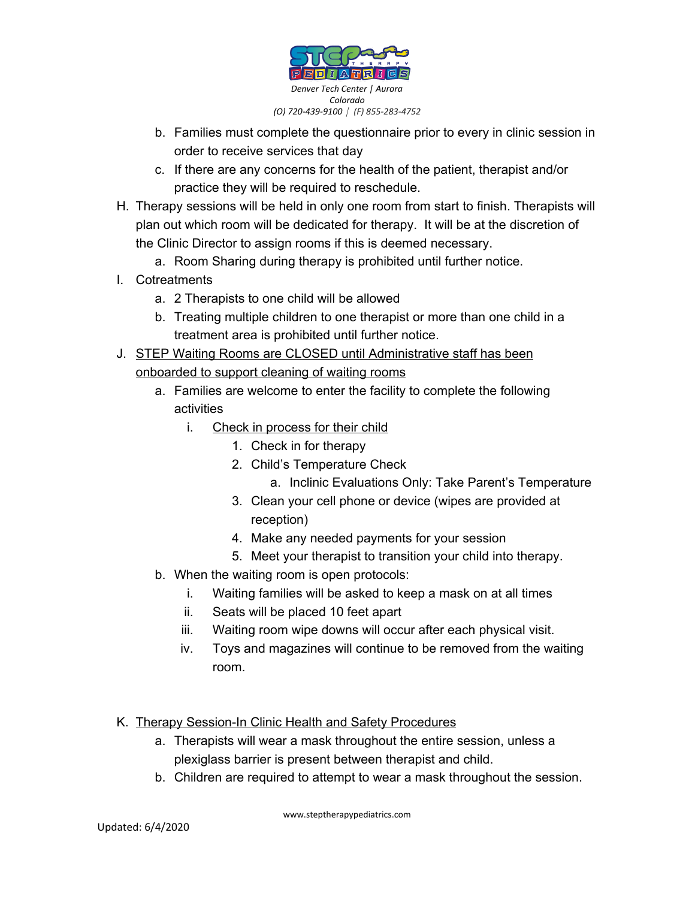b. Families must complete the questionnaire prior to every in clinic session in order to receive services that day

c. If there are any concerns for the health of the patient, therapist and/or practice they will be required to reschedule.

H. Therapy sessions will be held in only one room from start to finish. Therapists will plan out which room will be dedicated for therapy. It will be at the discretion of the Clinic Director to assign rooms if this is deemed necessary.

   a. Room Sharing during therapy is prohibited until further notice.

I. Cotreatments

   a. 2 Therapists to one child will be allowed

   b. Treating multiple children to one therapist or more than one child in a treatment area is prohibited until further notice.

J. <u>STEP Waiting Rooms are CLOSED until Administrative staff has been onboarded to support cleaning of waiting rooms</u>

   a. Families are welcome to enter the facility to complete the following activities

      i. <u>Check in process for their child</u>

         1. Check in for therapy
         2. Child's Temperature Check
            a. Inclinic Evaluations Only: Take Parent's Temperature
         3. Clean your cell phone or device (wipes are provided at reception)
         4. Make any needed payments for your session
         5. Meet your therapist to transition your child into therapy.

   b. When the waiting room is open protocols:

      i. Waiting families will be asked to keep a mask on at all times

      ii. Seats will be placed 10 feet apart

      iii. Waiting room wipe downs will occur after each physical visit.

      iv. Toys and magazines will continue to be removed from the waiting room.

K. <u>Therapy Session-In Clinic Health and Safety Procedures</u>

   a. Therapists will wear a mask throughout the entire session, unless a plexiglass barrier is present between therapist and child.

   b. Children are required to attempt to wear a mask throughout the session.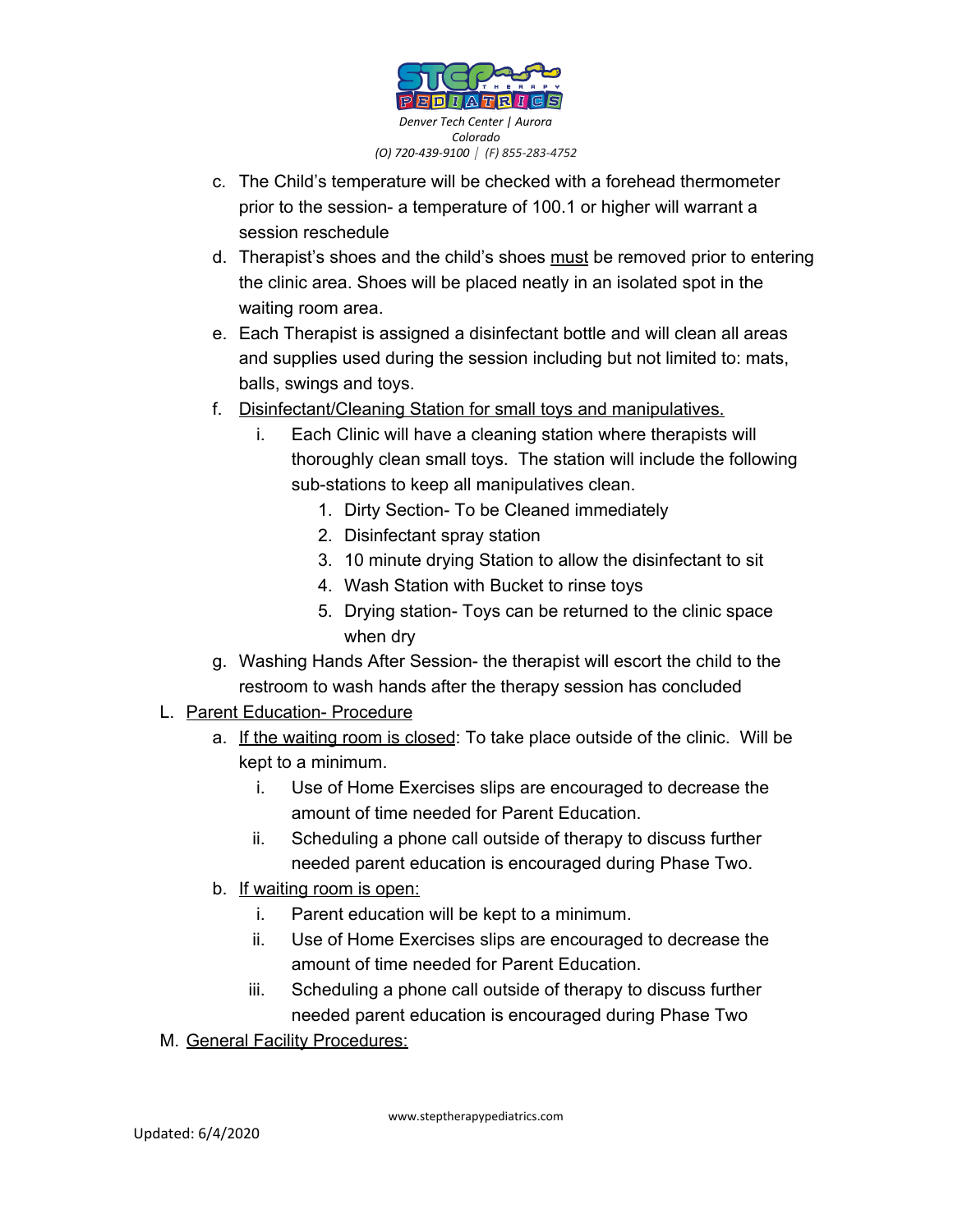c. The Child's temperature will be checked with a forehead thermometer prior to the session- a temperature of 100.1 or higher will warrant a session reschedule

d. Therapist's shoes and the child's shoes <u>must</u> be removed prior to entering the clinic area. Shoes will be placed neatly in an isolated spot in the waiting room area.

e. Each Therapist is assigned a disinfectant bottle and will clean all areas and supplies used during the session including but not limited to: mats, balls, swings and toys.

f. <u>Disinfectant/Cleaning Station for small toys and manipulatives.</u>

   i. Each Clinic will have a cleaning station where therapists will thoroughly clean small toys. The station will include the following sub-stations to keep all manipulatives clean.

      1. Dirty Section- To be Cleaned immediately
      2. Disinfectant spray station
      3. 10 minute drying Station to allow the disinfectant to sit
      4. Wash Station with Bucket to rinse toys
      5. Drying station- Toys can be returned to the clinic space when dry

g. Washing Hands After Session- the therapist will escort the child to the restroom to wash hands after the therapy session has concluded

L. <u>Parent Education- Procedure</u>

a. <u>If the waiting room is closed</u>: To take place outside of the clinic. Will be kept to a minimum.

   i. Use of Home Exercises slips are encouraged to decrease the amount of time needed for Parent Education.

   ii. Scheduling a phone call outside of therapy to discuss further needed parent education is encouraged during Phase Two.

b. <u>If waiting room is open:</u>

   i. Parent education will be kept to a minimum.

   ii. Use of Home Exercises slips are encouraged to decrease the amount of time needed for Parent Education.

   iii. Scheduling a phone call outside of therapy to discuss further needed parent education is encouraged during Phase Two

M. <u>General Facility Procedures:</u>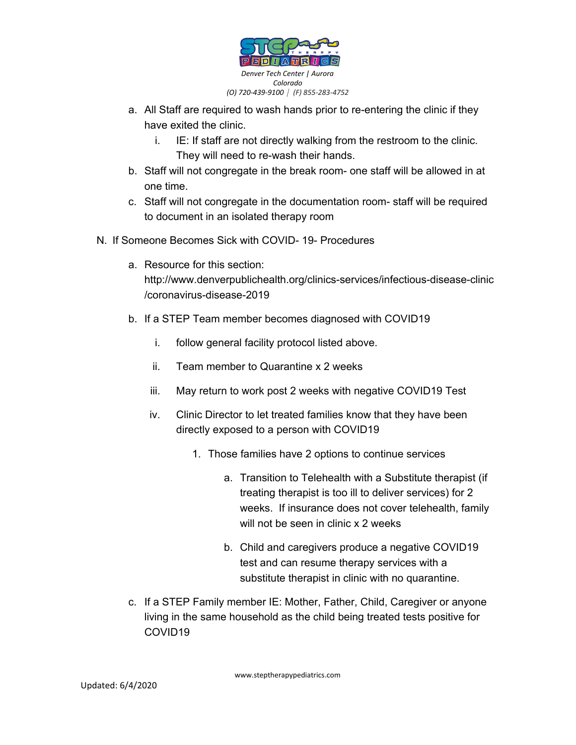a. All Staff are required to wash hands prior to re-entering the clinic if they have exited the clinic.
    i. IE: If staff are not directly walking from the restroom to the clinic. They will need to re-wash their hands.
b. Staff will not congregate in the break room- one staff will be allowed in at one time.
c. Staff will not congregate in the documentation room- staff will be required to document in an isolated therapy room

N. If Someone Becomes Sick with COVID- 19- Procedures

a. Resource for this section: http://www.denverpublichealth.org/clinics-services/infectious-disease-clinic/coronavirus-disease-2019
b. If a STEP Team member becomes diagnosed with COVID19
    i. follow general facility protocol listed above.
    ii. Team member to Quarantine x 2 weeks
    iii. May return to work post 2 weeks with negative COVID19 Test
    iv. Clinic Director to let treated families know that they have been directly exposed to a person with COVID19
        1. Those families have 2 options to continue services
            a. Transition to Telehealth with a Substitute therapist (if treating therapist is too ill to deliver services) for 2 weeks. If insurance does not cover telehealth, family will not be seen in clinic x 2 weeks
            b. Child and caregivers produce a negative COVID19 test and can resume therapy services with a substitute therapist in clinic with no quarantine.
c. If a STEP Family member IE: Mother, Father, Child, Caregiver or anyone living in the same household as the child being treated tests positive for COVID19

Updated: 6/4/2020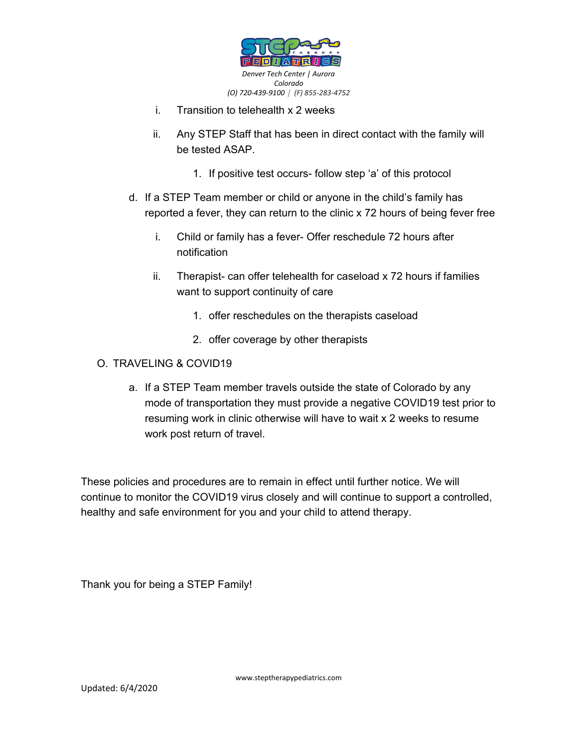i. Transition to telehealth x 2 weeks

ii. Any STEP Staff that has been in direct contact with the family will be tested ASAP.

1. If positive test occurs- follow step 'a' of this protocol

d. If a STEP Team member or child or anyone in the child's family has reported a fever, they can return to the clinic x 72 hours of being fever free

i. Child or family has a fever- Offer reschedule 72 hours after notification

ii. Therapist- can offer telehealth for caseload x 72 hours if families want to support continuity of care

1. offer reschedules on the therapists caseload

2. offer coverage by other therapists

O. TRAVELING & COVID19

a. If a STEP Team member travels outside the state of Colorado by any mode of transportation they must provide a negative COVID19 test prior to resuming work in clinic otherwise will have to wait x 2 weeks to resume work post return of travel.

These policies and procedures are to remain in effect until further notice. We will continue to monitor the COVID19 virus closely and will continue to support a controlled, healthy and safe environment for you and your child to attend therapy.

Thank you for being a STEP Family!

Updated: 6/4/2020